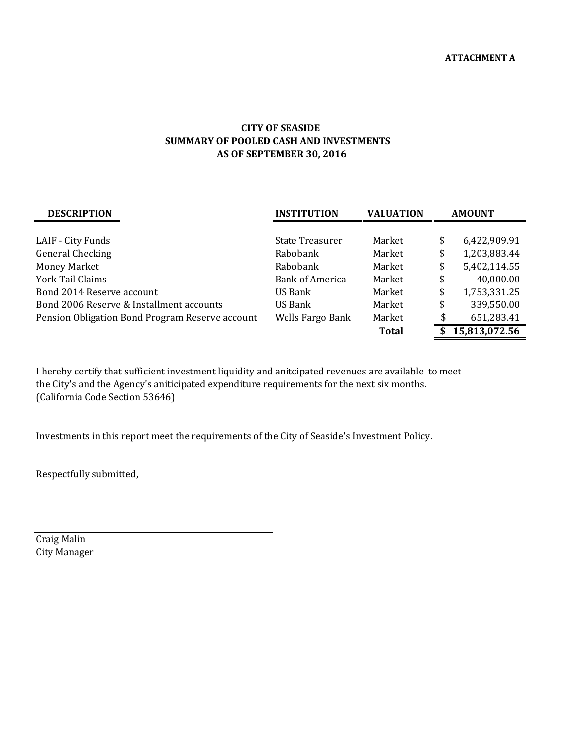ATTACHMENT A

# CITY OF SEASIDE
## SUMMARY OF POOLED CASH AND INVESTMENTS
## AS OF SEPTEMBER 30, 2016

| DESCRIPTION | INSTITUTION | VALUATION | AMOUNT |
|---|---|---|---|
| LAIF - City Funds | State Treasurer | Market | $ 6,422,909.91 |
| General Checking | Rabobank | Market | $ 1,203,883.44 |
| Money Market | Rabobank | Market | $ 5,402,114.55 |
| York Tail Claims | Bank of America | Market | $ 40,000.00 |
| Bond 2014 Reserve account | US Bank | Market | $ 1,753,331.25 |
| Bond 2006 Reserve & Installment accounts | US Bank | Market | $ 339,550.00 |
| Pension Obligation Bond Program Reserve account | Wells Fargo Bank | Market | $ 651,283.41 |
| | | **Total** | **$ 15,813,072.56** |

I hereby certify that sufficient investment liquidity and anitcipated revenues are available to meet the City's and the Agency's aniticipated expenditure requirements for the next six months. (California Code Section 53646)

Investments in this report meet the requirements of the City of Seaside's Investment Policy.

Respectfully submitted,

Craig Malin
City Manager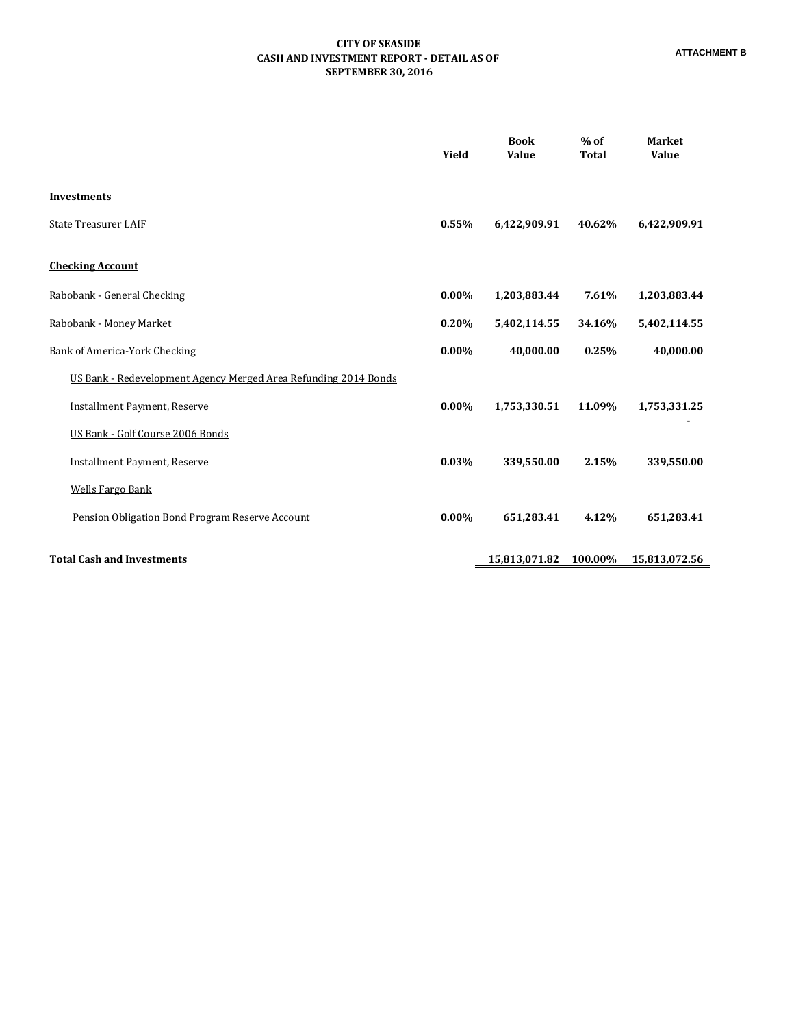ATTACHMENT B

**CITY OF SEASIDE**
**CASH AND INVESTMENT REPORT - DETAIL AS OF**
**SEPTEMBER 30, 2016**

| | Yield | Book Value | % of Total | Market Value |
|---|---|---|---|---|
| **Investments** | | | | |
| State Treasurer LAIF | **0.55%** | **6,422,909.91** | **40.62%** | **6,422,909.91** |
| **Checking Account** | | | | |
| Rabobank - General Checking | **0.00%** | **1,203,883.44** | **7.61%** | **1,203,883.44** |
| Rabobank - Money Market | **0.20%** | **5,402,114.55** | **34.16%** | **5,402,114.55** |
| Bank of America-York Checking | **0.00%** | **40,000.00** | **0.25%** | **40,000.00** |
| US Bank - Redevelopment Agency Merged Area Refunding 2014 Bonds | | | | |
| Installment Payment, Reserve | **0.00%** | **1,753,330.51** | **11.09%** | **1,753,331.25** |
| | | | | **-** |
| US Bank - Golf Course 2006 Bonds | | | | |
| Installment Payment, Reserve | **0.03%** | **339,550.00** | **2.15%** | **339,550.00** |
| Wells Fargo Bank | | | | |
| Pension Obligation Bond Program Reserve Account | **0.00%** | **651,283.41** | **4.12%** | **651,283.41** |
| **Total Cash and Investments** | | **15,813,071.82** | **100.00%** | **15,813,072.56** |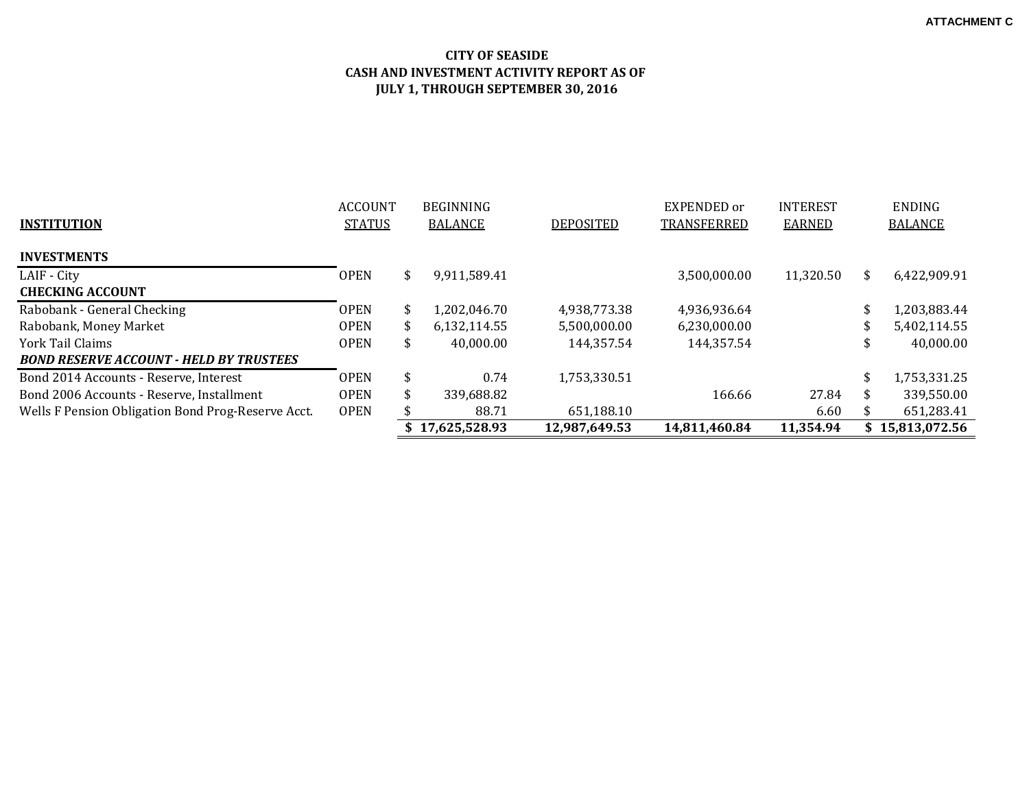ATTACHMENT C

**CITY OF SEASIDE**
**CASH AND INVESTMENT ACTIVITY REPORT AS OF**
**JULY 1, THROUGH SEPTEMBER 30, 2016**

| INSTITUTION | ACCOUNT STATUS | BEGINNING BALANCE | DEPOSITED | EXPENDED or TRANSFERRED | INTEREST EARNED | ENDING BALANCE |
|---|---|---|---|---|---|---|
| **INVESTMENTS** | | | | | | |
| LAIF - City | OPEN | $ 9,911,589.41 | | 3,500,000.00 | 11,320.50 | $ 6,422,909.91 |
| **CHECKING ACCOUNT** | | | | | | |
| Rabobank - General Checking | OPEN | $ 1,202,046.70 | 4,938,773.38 | 4,936,936.64 | | $ 1,203,883.44 |
| Rabobank, Money Market | OPEN | $ 6,132,114.55 | 5,500,000.00 | 6,230,000.00 | | $ 5,402,114.55 |
| York Tail Claims | OPEN | $ 40,000.00 | 144,357.54 | 144,357.54 | | $ 40,000.00 |
| ***BOND RESERVE ACCOUNT - HELD BY TRUSTEES*** | | | | | | |
| Bond 2014 Accounts - Reserve, Interest | OPEN | $ 0.74 | 1,753,330.51 | | | $ 1,753,331.25 |
| Bond 2006 Accounts - Reserve, Installment | OPEN | $ 339,688.82 | | 166.66 | 27.84 | $ 339,550.00 |
| Wells F Pension Obligation Bond Prog-Reserve Acct. | OPEN | $ 88.71 | 651,188.10 | | 6.60 | $ 651,283.41 |
| | | **$ 17,625,528.93** | **12,987,649.53** | **14,811,460.84** | **11,354.94** | **$ 15,813,072.56** |